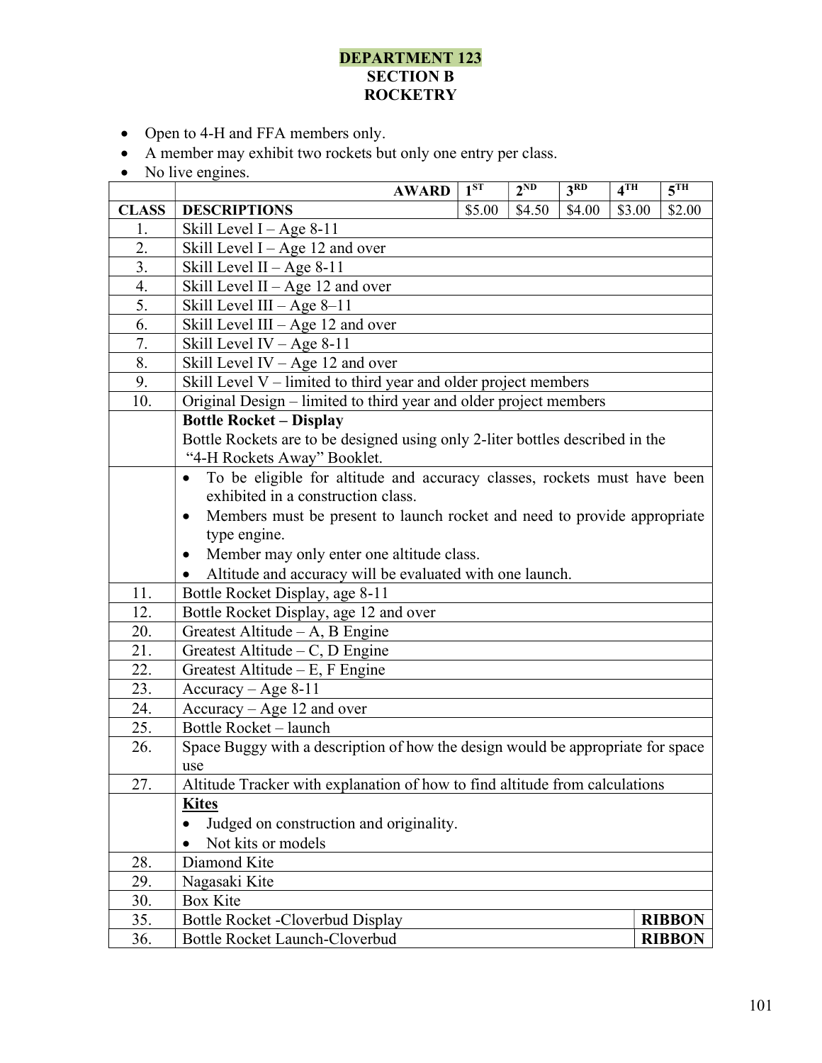# DEPARTMENT 123
## SECTION B
## ROCKETRY

- Open to 4-H and FFA members only.
- A member may exhibit two rockets but only one entry per class.
- No live engines.

| | AWARD | 1ST | 2ND | 3RD | 4TH | 5TH |
|---|---|---|---|---|---|---|
| **CLASS** | **DESCRIPTIONS** | $5.00 | $4.50 | $4.00 | $3.00 | $2.00 |
| 1. | Skill Level I – Age 8-11 | | | | | |
| 2. | Skill Level I – Age 12 and over | | | | | |
| 3. | Skill Level II – Age 8-11 | | | | | |
| 4. | Skill Level II – Age 12 and over | | | | | |
| 5. | Skill Level III – Age 8–11 | | | | | |
| 6. | Skill Level III – Age 12 and over | | | | | |
| 7. | Skill Level IV – Age 8-11 | | | | | |
| 8. | Skill Level IV – Age 12 and over | | | | | |
| 9. | Skill Level V – limited to third year and older project members | | | | | |
| 10. | Original Design – limited to third year and older project members | | | | | |
| | **Bottle Rocket – Display** Bottle Rockets are to be designed using only 2-liter bottles described in the "4-H Rockets Away" Booklet. | | | | | |
| | • To be eligible for altitude and accuracy classes, rockets must have been exhibited in a construction class. • Members must be present to launch rocket and need to provide appropriate type engine. • Member may only enter one altitude class. • Altitude and accuracy will be evaluated with one launch. | | | | | |
| 11. | Bottle Rocket Display, age 8-11 | | | | | |
| 12. | Bottle Rocket Display, age 12 and over | | | | | |
| 20. | Greatest Altitude – A, B Engine | | | | | |
| 21. | Greatest Altitude – C, D Engine | | | | | |
| 22. | Greatest Altitude – E, F Engine | | | | | |
| 23. | Accuracy – Age 8-11 | | | | | |
| 24. | Accuracy – Age 12 and over | | | | | |
| 25. | Bottle Rocket – launch | | | | | |
| 26. | Space Buggy with a description of how the design would be appropriate for space use | | | | | |
| 27. | Altitude Tracker with explanation of how to find altitude from calculations | | | | | |
| | **Kites** • Judged on construction and originality. • Not kits or models | | | | | |
| 28. | Diamond Kite | | | | | |
| 29. | Nagasaki Kite | | | | | |
| 30. | Box Kite | | | | | |
| 35. | Bottle Rocket -Cloverbud Display | | | | | **RIBBON** |
| 36. | Bottle Rocket Launch-Cloverbud | | | | | **RIBBON** |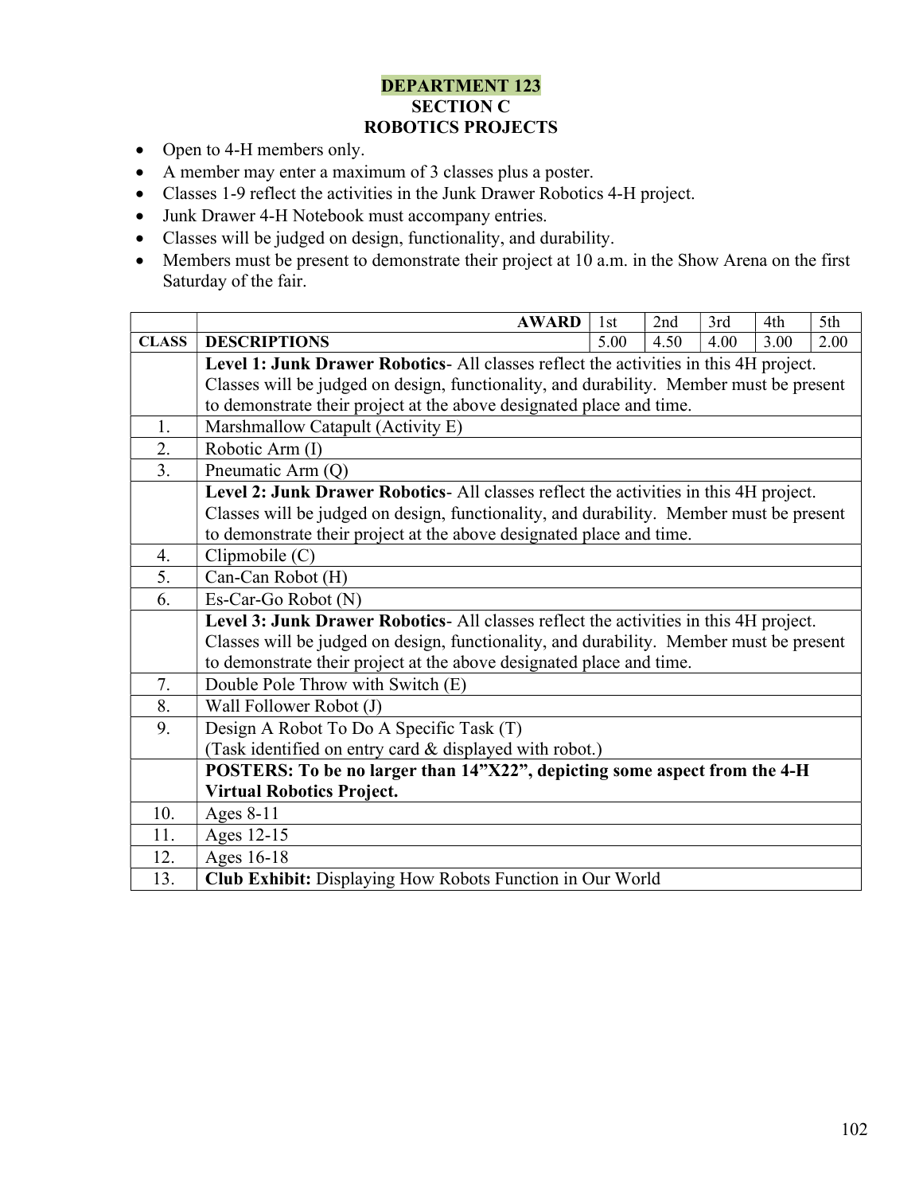# DEPARTMENT 123
## SECTION C
## ROBOTICS PROJECTS

- Open to 4-H members only.
- A member may enter a maximum of 3 classes plus a poster.
- Classes 1-9 reflect the activities in the Junk Drawer Robotics 4-H project.
- Junk Drawer 4-H Notebook must accompany entries.
- Classes will be judged on design, functionality, and durability.
- Members must be present to demonstrate their project at 10 a.m. in the Show Arena on the first Saturday of the fair.

| | **AWARD** | 1st | 2nd | 3rd | 4th | 5th |
|---|---|---|---|---|---|---|
| **CLASS** | **DESCRIPTIONS** | 5.00 | 4.50 | 4.00 | 3.00 | 2.00 |
| | **Level 1: Junk Drawer Robotics**- All classes reflect the activities in this 4H project. Classes will be judged on design, functionality, and durability. Member must be present to demonstrate their project at the above designated place and time. | | | | | |
| 1. | Marshmallow Catapult (Activity E) | | | | | |
| 2. | Robotic Arm (I) | | | | | |
| 3. | Pneumatic Arm (Q) | | | | | |
| | **Level 2: Junk Drawer Robotics**- All classes reflect the activities in this 4H project. Classes will be judged on design, functionality, and durability. Member must be present to demonstrate their project at the above designated place and time. | | | | | |
| 4. | Clipmobile (C) | | | | | |
| 5. | Can-Can Robot (H) | | | | | |
| 6. | Es-Car-Go Robot (N) | | | | | |
| | **Level 3: Junk Drawer Robotics**- All classes reflect the activities in this 4H project. Classes will be judged on design, functionality, and durability. Member must be present to demonstrate their project at the above designated place and time. | | | | | |
| 7. | Double Pole Throw with Switch (E) | | | | | |
| 8. | Wall Follower Robot (J) | | | | | |
| 9. | Design A Robot To Do A Specific Task (T) (Task identified on entry card & displayed with robot.) | | | | | |
| | **POSTERS: To be no larger than 14"X22", depicting some aspect from the 4-H Virtual Robotics Project.** | | | | | |
| 10. | Ages 8-11 | | | | | |
| 11. | Ages 12-15 | | | | | |
| 12. | Ages 16-18 | | | | | |
| 13. | **Club Exhibit:** Displaying How Robots Function in Our World | | | | | |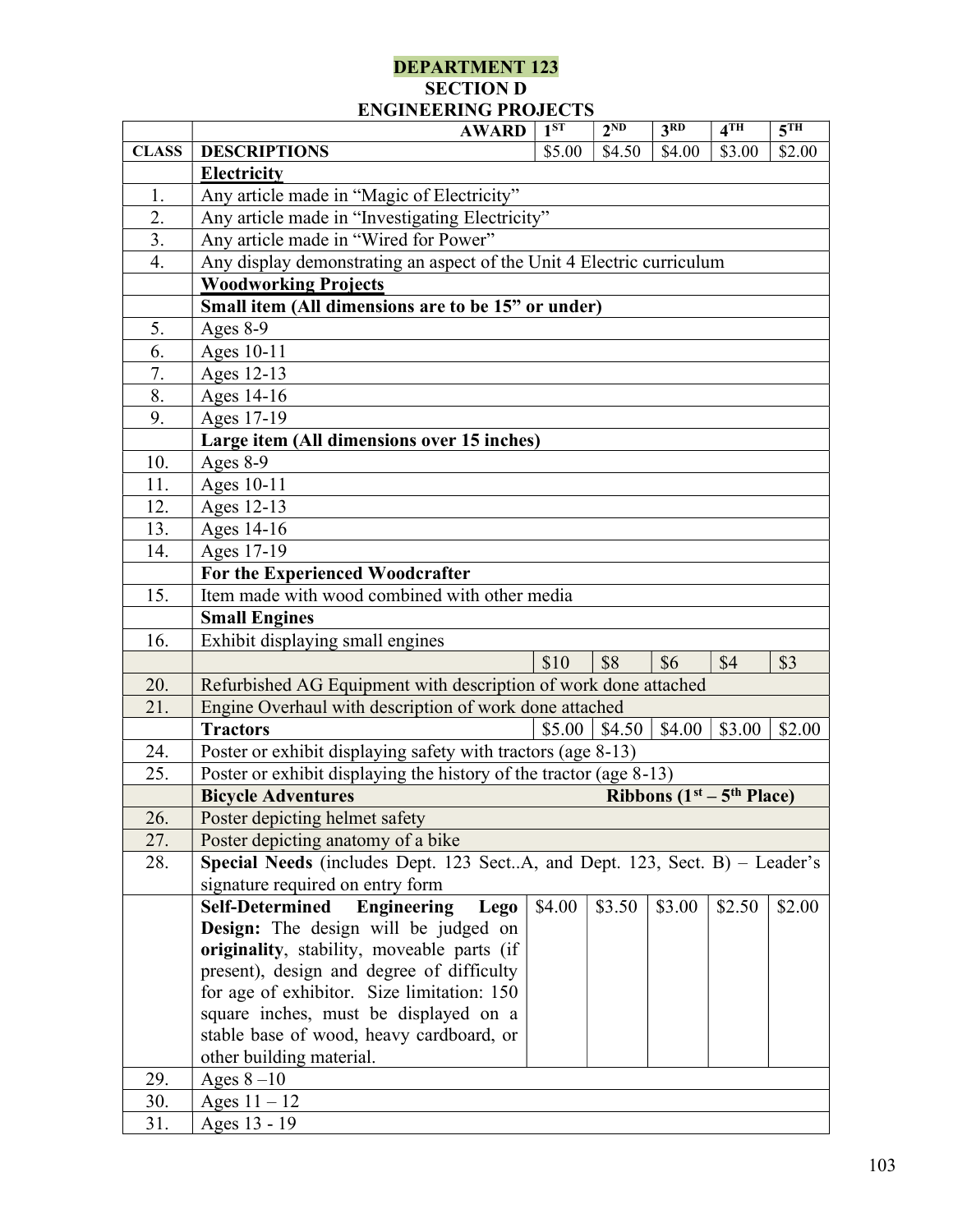# DEPARTMENT 123

## SECTION D

## ENGINEERING PROJECTS

| | AWARD | 1ST | 2ND | 3RD | 4TH | 5TH |
|---|---|---|---|---|---|---|
| **CLASS** | **DESCRIPTIONS** | $5.00 | $4.50 | $4.00 | $3.00 | $2.00 |
| | **Electricity** | | | | | |
| 1. | Any article made in "Magic of Electricity" | | | | | |
| 2. | Any article made in "Investigating Electricity" | | | | | |
| 3. | Any article made in "Wired for Power" | | | | | |
| 4. | Any display demonstrating an aspect of the Unit 4 Electric curriculum | | | | | |
| | **Woodworking Projects** | | | | | |
| | **Small item (All dimensions are to be 15" or under)** | | | | | |
| 5. | Ages 8-9 | | | | | |
| 6. | Ages 10-11 | | | | | |
| 7. | Ages 12-13 | | | | | |
| 8. | Ages 14-16 | | | | | |
| 9. | Ages 17-19 | | | | | |
| | **Large item (All dimensions over 15 inches)** | | | | | |
| 10. | Ages 8-9 | | | | | |
| 11. | Ages 10-11 | | | | | |
| 12. | Ages 12-13 | | | | | |
| 13. | Ages 14-16 | | | | | |
| 14. | Ages 17-19 | | | | | |
| | **For the Experienced Woodcrafter** | | | | | |
| 15. | Item made with wood combined with other media | | | | | |
| | **Small Engines** | | | | | |
| 16. | Exhibit displaying small engines | | | | | |
| | | $10 | $8 | $6 | $4 | $3 |
| 20. | Refurbished AG Equipment with description of work done attached | | | | | |
| 21. | Engine Overhaul with description of work done attached | | | | | |
| | **Tractors** | $5.00 | $4.50 | $4.00 | $3.00 | $2.00 |
| 24. | Poster or exhibit displaying safety with tractors (age 8-13) | | | | | |
| 25. | Poster or exhibit displaying the history of the tractor (age 8-13) | | | | | |
| | **Bicycle Adventures** **Ribbons (1st – 5th Place)** | | | | | |
| 26. | Poster depicting helmet safety | | | | | |
| 27. | Poster depicting anatomy of a bike | | | | | |
| 28. | **Special Needs** (includes Dept. 123 Sect..A, and Dept. 123, Sect. B) – Leader's signature required on entry form | | | | | |
| | **Self-Determined Engineering Lego Design:** The design will be judged on **originality**, stability, moveable parts (if present), design and degree of difficulty for age of exhibitor. Size limitation: 150 square inches, must be displayed on a stable base of wood, heavy cardboard, or other building material. | $4.00 | $3.50 | $3.00 | $2.50 | $2.00 |
| 29. | Ages 8 –10 | | | | | |
| 30. | Ages 11 – 12 | | | | | |
| 31. | Ages 13 - 19 | | | | | |